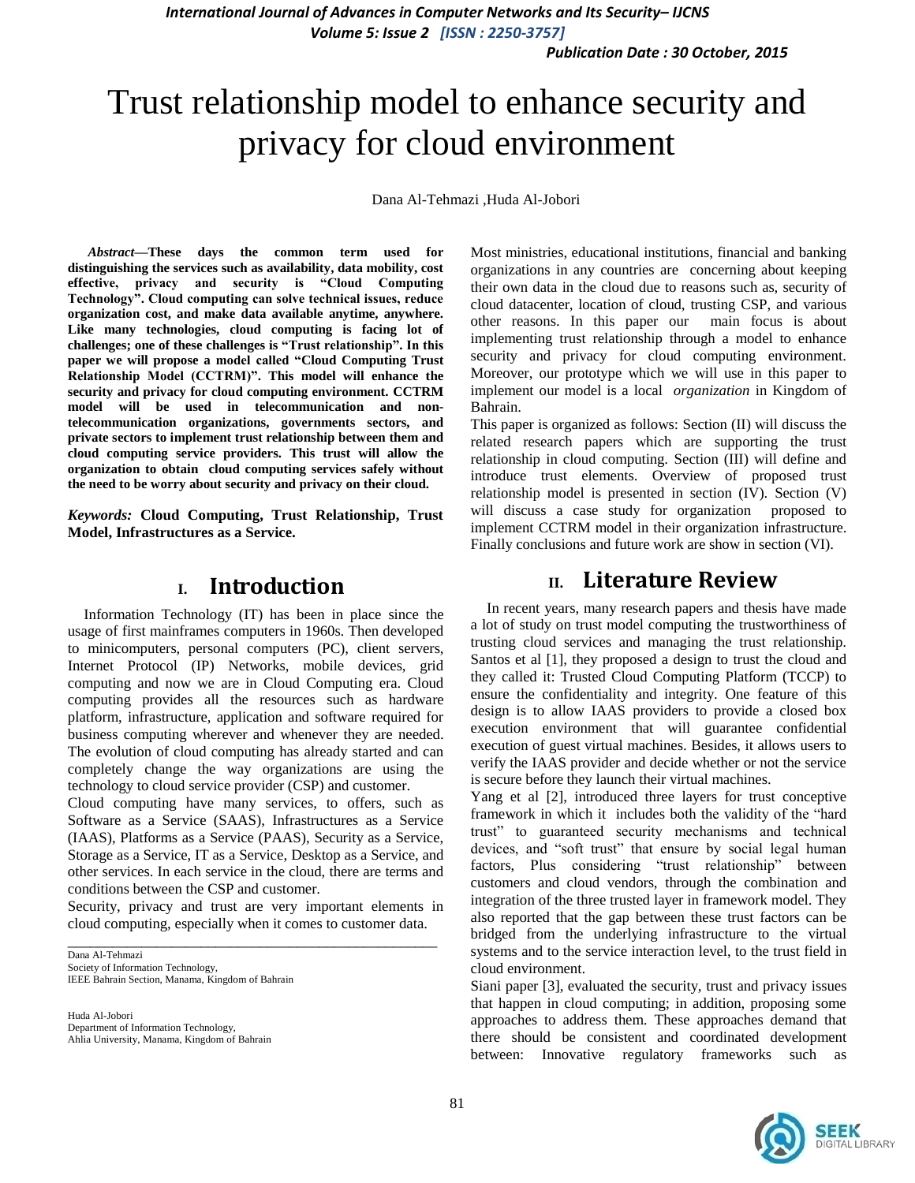# Trust relationship model to enhance security and privacy for cloud environment

Dana Al-Tehmazi ,Huda Al-Jobori

***Abstract*—These days the common term used for distinguishing the services such as availability, data mobility, cost effective, privacy and security is "Cloud Computing Technology". Cloud computing can solve technical issues, reduce organization cost, and make data available anytime, anywhere. Like many technologies, cloud computing is facing lot of challenges; one of these challenges is "Trust relationship". In this paper we will propose a model called "Cloud Computing Trust Relationship Model (CCTRM)". This model will enhance the security and privacy for cloud computing environment. CCTRM model will be used in telecommunication and non-telecommunication organizations, governments sectors, and private sectors to implement trust relationship between them and cloud computing service providers. This trust will allow the organization to obtain cloud computing services safely without the need to be worry about security and privacy on their cloud.**

***Keywords:*** **Cloud Computing, Trust Relationship, Trust Model, Infrastructures as a Service.**

## I. Introduction

Information Technology (IT) has been in place since the usage of first mainframes computers in 1960s. Then developed to minicomputers, personal computers (PC), client servers, Internet Protocol (IP) Networks, mobile devices, grid computing and now we are in Cloud Computing era. Cloud computing provides all the resources such as hardware platform, infrastructure, application and software required for business computing wherever and whenever they are needed. The evolution of cloud computing has already started and can completely change the way organizations are using the technology to cloud service provider (CSP) and customer.

Cloud computing have many services, to offers, such as Software as a Service (SAAS), Infrastructures as a Service (IAAS), Platforms as a Service (PAAS), Security as a Service, Storage as a Service, IT as a Service, Desktop as a Service, and other services. In each service in the cloud, there are terms and conditions between the CSP and customer.

Security, privacy and trust are very important elements in cloud computing, especially when it comes to customer data.

Dana Al-Tehmazi
Society of Information Technology,
IEEE Bahrain Section, Manama, Kingdom of Bahrain

Huda Al-Jobori
Department of Information Technology,
Ahlia University, Manama, Kingdom of Bahrain

Most ministries, educational institutions, financial and banking organizations in any countries are concerning about keeping their own data in the cloud due to reasons such as, security of cloud datacenter, location of cloud, trusting CSP, and various other reasons. In this paper our main focus is about implementing trust relationship through a model to enhance security and privacy for cloud computing environment. Moreover, our prototype which we will use in this paper to implement our model is a local *organization* in Kingdom of Bahrain.

This paper is organized as follows: Section (II) will discuss the related research papers which are supporting the trust relationship in cloud computing. Section (III) will define and introduce trust elements. Overview of proposed trust relationship model is presented in section (IV). Section (V) will discuss a case study for organization proposed to implement CCTRM model in their organization infrastructure. Finally conclusions and future work are show in section (VI).

## II. Literature Review

In recent years, many research papers and thesis have made a lot of study on trust model computing the trustworthiness of trusting cloud services and managing the trust relationship. Santos et al [1], they proposed a design to trust the cloud and they called it: Trusted Cloud Computing Platform (TCCP) to ensure the confidentiality and integrity. One feature of this design is to allow IAAS providers to provide a closed box execution environment that will guarantee confidential execution of guest virtual machines. Besides, it allows users to verify the IAAS provider and decide whether or not the service is secure before they launch their virtual machines.

Yang et al [2], introduced three layers for trust conceptive framework in which it includes both the validity of the "hard trust" to guaranteed security mechanisms and technical devices, and "soft trust" that ensure by social legal human factors, Plus considering "trust relationship" between customers and cloud vendors, through the combination and integration of the three trusted layer in framework model. They also reported that the gap between these trust factors can be bridged from the underlying infrastructure to the virtual systems and to the service interaction level, to the trust field in cloud environment.

Siani paper [3], evaluated the security, trust and privacy issues that happen in cloud computing; in addition, proposing some approaches to address them. These approaches demand that there should be consistent and coordinated development between: Innovative regulatory frameworks such as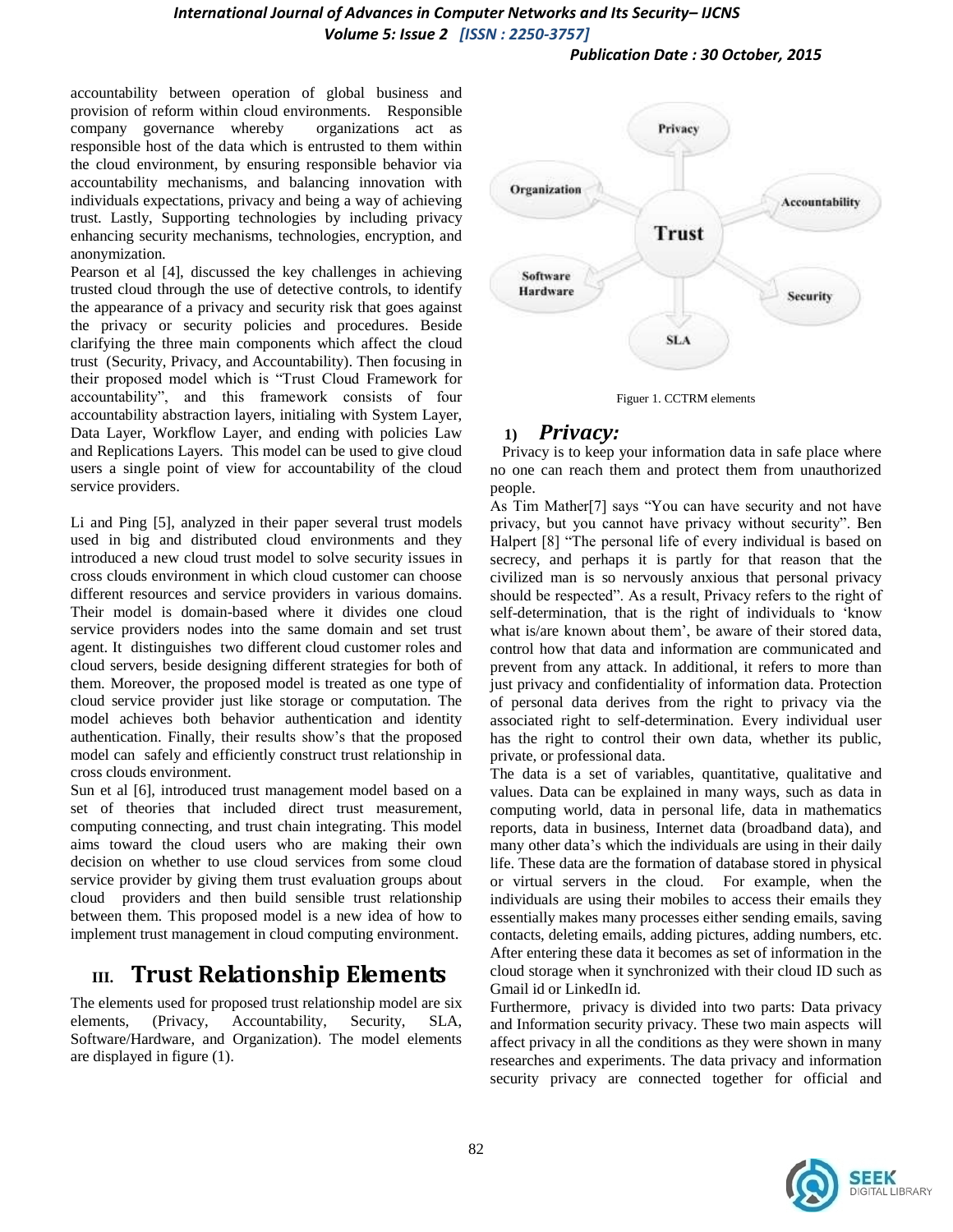accountability between operation of global business and provision of reform within cloud environments. Responsible company governance whereby organizations act as responsible host of the data which is entrusted to them within the cloud environment, by ensuring responsible behavior via accountability mechanisms, and balancing innovation with individuals expectations, privacy and being a way of achieving trust. Lastly, Supporting technologies by including privacy enhancing security mechanisms, technologies, encryption, and anonymization.

Pearson et al [4], discussed the key challenges in achieving trusted cloud through the use of detective controls, to identify the appearance of a privacy and security risk that goes against the privacy or security policies and procedures. Beside clarifying the three main components which affect the cloud trust (Security, Privacy, and Accountability). Then focusing in their proposed model which is "Trust Cloud Framework for accountability", and this framework consists of four accountability abstraction layers, initialing with System Layer, Data Layer, Workflow Layer, and ending with policies Law and Replications Layers. This model can be used to give cloud users a single point of view for accountability of the cloud service providers.

Li and Ping [5], analyzed in their paper several trust models used in big and distributed cloud environments and they introduced a new cloud trust model to solve security issues in cross clouds environment in which cloud customer can choose different resources and service providers in various domains. Their model is domain-based where it divides one cloud service providers nodes into the same domain and set trust agent. It distinguishes two different cloud customer roles and cloud servers, beside designing different strategies for both of them. Moreover, the proposed model is treated as one type of cloud service provider just like storage or computation. The model achieves both behavior authentication and identity authentication. Finally, their results show's that the proposed model can safely and efficiently construct trust relationship in cross clouds environment.

Sun et al [6], introduced trust management model based on a set of theories that included direct trust measurement, computing connecting, and trust chain integrating. This model aims toward the cloud users who are making their own decision on whether to use cloud services from some cloud service provider by giving them trust evaluation groups about cloud providers and then build sensible trust relationship between them. This proposed model is a new idea of how to implement trust management in cloud computing environment.

## III. Trust Relationship Elements

The elements used for proposed trust relationship model are six elements, (Privacy, Accountability, Security, SLA, Software/Hardware, and Organization). The model elements are displayed in figure (1).

Figuer 1. CCTRM elements

### 1) *Privacy:*

Privacy is to keep your information data in safe place where no one can reach them and protect them from unauthorized people.

As Tim Mather[7] says "You can have security and not have privacy, but you cannot have privacy without security". Ben Halpert [8] "The personal life of every individual is based on secrecy, and perhaps it is partly for that reason that the civilized man is so nervously anxious that personal privacy should be respected". As a result, Privacy refers to the right of self-determination, that is the right of individuals to 'know what is/are known about them', be aware of their stored data, control how that data and information are communicated and prevent from any attack. In additional, it refers to more than just privacy and confidentiality of information data. Protection of personal data derives from the right to privacy via the associated right to self-determination. Every individual user has the right to control their own data, whether its public, private, or professional data.

The data is a set of variables, quantitative, qualitative and values. Data can be explained in many ways, such as data in computing world, data in personal life, data in mathematics reports, data in business, Internet data (broadband data), and many other data's which the individuals are using in their daily life. These data are the formation of database stored in physical or virtual servers in the cloud. For example, when the individuals are using their mobiles to access their emails they essentially makes many processes either sending emails, saving contacts, deleting emails, adding pictures, adding numbers, etc. After entering these data it becomes as set of information in the cloud storage when it synchronized with their cloud ID such as Gmail id or LinkedIn id.

Furthermore, privacy is divided into two parts: Data privacy and Information security privacy. These two main aspects will affect privacy in all the conditions as they were shown in many researches and experiments. The data privacy and information security privacy are connected together for official and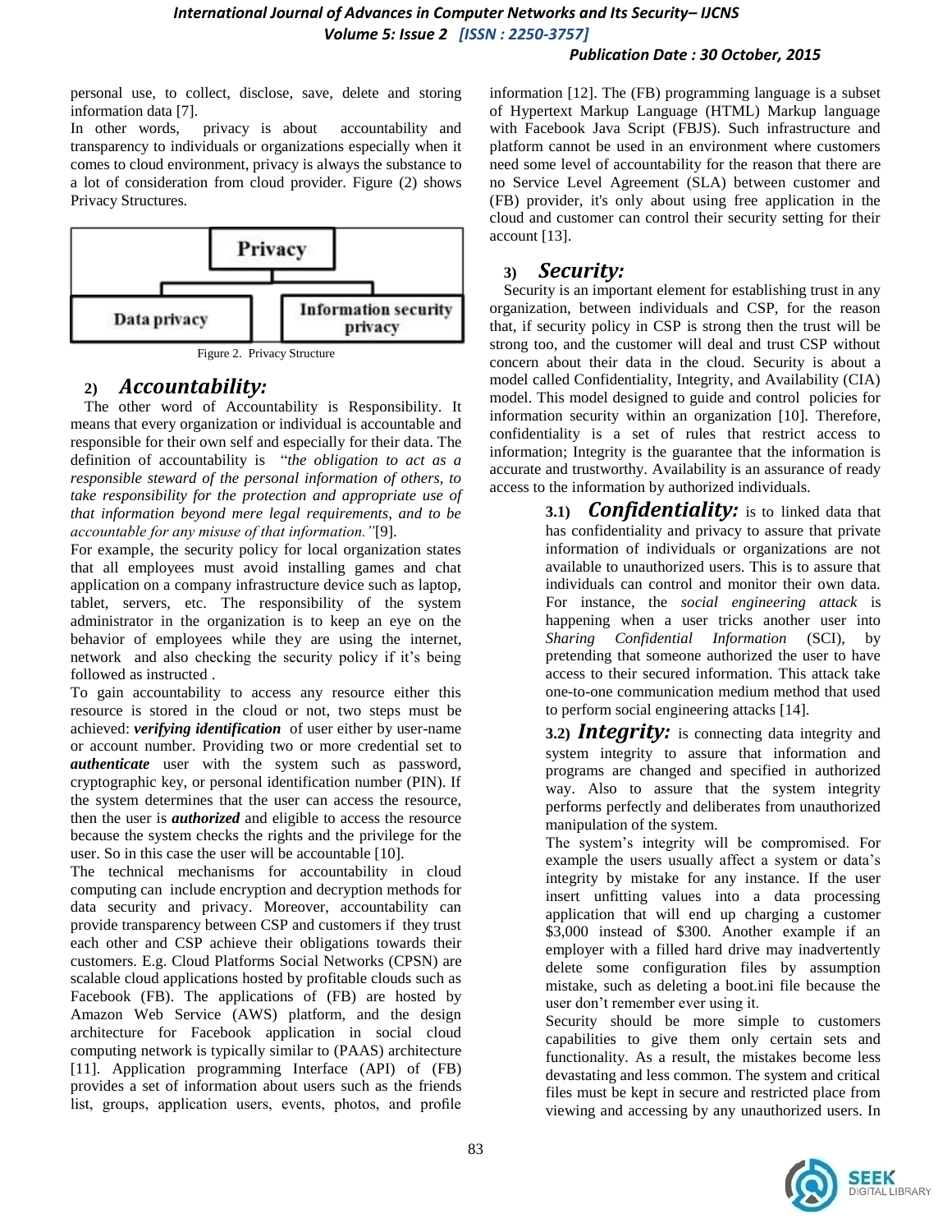personal use, to collect, disclose, save, delete and storing information data [7].

In other words, privacy is about accountability and transparency to individuals or organizations especially when it comes to cloud environment, privacy is always the substance to a lot of consideration from cloud provider. Figure (2) shows Privacy Structures.

| Privacy | |
|---|---|
| Data privacy | Information security privacy |

Figure 2. Privacy Structure

## 2) *Accountability:*

The other word of Accountability is Responsibility. It means that every organization or individual is accountable and responsible for their own self and especially for their data. The definition of accountability is "*the obligation to act as a responsible steward of the personal information of others, to take responsibility for the protection and appropriate use of that information beyond mere legal requirements, and to be accountable for any misuse of that information.*"[9].

For example, the security policy for local organization states that all employees must avoid installing games and chat application on a company infrastructure device such as laptop, tablet, servers, etc. The responsibility of the system administrator in the organization is to keep an eye on the behavior of employees while they are using the internet, network and also checking the security policy if it's being followed as instructed .

To gain accountability to access any resource either this resource is stored in the cloud or not, two steps must be achieved: ***verifying identification*** of user either by user-name or account number. Providing two or more credential set to ***authenticate*** user with the system such as password, cryptographic key, or personal identification number (PIN). If the system determines that the user can access the resource, then the user is ***authorized*** and eligible to access the resource because the system checks the rights and the privilege for the user. So in this case the user will be accountable [10].

The technical mechanisms for accountability in cloud computing can include encryption and decryption methods for data security and privacy. Moreover, accountability can provide transparency between CSP and customers if they trust each other and CSP achieve their obligations towards their customers. E.g. Cloud Platforms Social Networks (CPSN) are scalable cloud applications hosted by profitable clouds such as Facebook (FB). The applications of (FB) are hosted by Amazon Web Service (AWS) platform, and the design architecture for Facebook application in social cloud computing network is typically similar to (PAAS) architecture [11]. Application programming Interface (API) of (FB) provides a set of information about users such as the friends list, groups, application users, events, photos, and profile information [12]. The (FB) programming language is a subset of Hypertext Markup Language (HTML) Markup language with Facebook Java Script (FBJS). Such infrastructure and platform cannot be used in an environment where customers need some level of accountability for the reason that there are no Service Level Agreement (SLA) between customer and (FB) provider, it's only about using free application in the cloud and customer can control their security setting for their account [13].

## 3) *Security:*

Security is an important element for establishing trust in any organization, between individuals and CSP, for the reason that, if security policy in CSP is strong then the trust will be strong too, and the customer will deal and trust CSP without concern about their data in the cloud. Security is about a model called Confidentiality, Integrity, and Availability (CIA) model. This model designed to guide and control policies for information security within an organization [10]. Therefore, confidentiality is a set of rules that restrict access to information; Integrity is the guarantee that the information is accurate and trustworthy. Availability is an assurance of ready access to the information by authorized individuals.

**3.1)** ***Confidentiality:*** is to linked data that has confidentiality and privacy to assure that private information of individuals or organizations are not available to unauthorized users. This is to assure that individuals can control and monitor their own data. For instance, the *social engineering attack* is happening when a user tricks another user into *Sharing Confidential Information* (SCI), by pretending that someone authorized the user to have access to their secured information. This attack take one-to-one communication medium method that used to perform social engineering attacks [14].

**3.2)** ***Integrity:*** is connecting data integrity and system integrity to assure that information and programs are changed and specified in authorized way. Also to assure that the system integrity performs perfectly and deliberates from unauthorized manipulation of the system.

The system's integrity will be compromised. For example the users usually affect a system or data's integrity by mistake for any instance. If the user insert unfitting values into a data processing application that will end up charging a customer $3,000 instead of $300. Another example if an employer with a filled hard drive may inadvertently delete some configuration files by assumption mistake, such as deleting a boot.ini file because the user don't remember ever using it.

Security should be more simple to customers capabilities to give them only certain sets and functionality. As a result, the mistakes become less devastating and less common. The system and critical files must be kept in secure and restricted place from viewing and accessing by any unauthorized users. In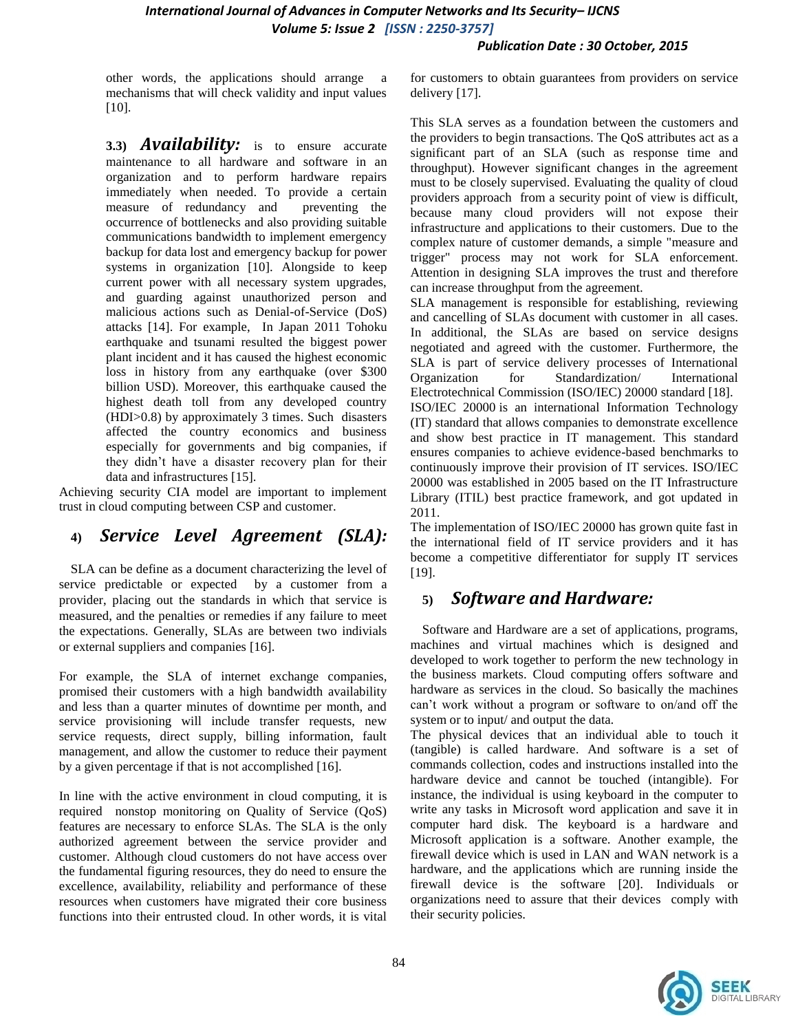other words, the applications should arrange a mechanisms that will check validity and input values [10].

**3.3)** ***Availability:*** is to ensure accurate maintenance to all hardware and software in an organization and to perform hardware repairs immediately when needed. To provide a certain measure of redundancy and preventing the occurrence of bottlenecks and also providing suitable communications bandwidth to implement emergency backup for data lost and emergency backup for power systems in organization [10]. Alongside to keep current power with all necessary system upgrades, and guarding against unauthorized person and malicious actions such as Denial-of-Service (DoS) attacks [14]. For example, In Japan 2011 Tohoku earthquake and tsunami resulted the biggest power plant incident and it has caused the highest economic loss in history from any earthquake (over $300 billion USD). Moreover, this earthquake caused the highest death toll from any developed country (HDI>0.8) by approximately 3 times. Such disasters affected the country economics and business especially for governments and big companies, if they didn't have a disaster recovery plan for their data and infrastructures [15].

Achieving security CIA model are important to implement trust in cloud computing between CSP and customer.

## 4) *Service Level Agreement (SLA):*

SLA can be define as a document characterizing the level of service predictable or expected by a customer from a provider, placing out the standards in which that service is measured, and the penalties or remedies if any failure to meet the expectations. Generally, SLAs are between two indivials or external suppliers and companies [16].

For example, the SLA of internet exchange companies, promised their customers with a high bandwidth availability and less than a quarter minutes of downtime per month, and service provisioning will include transfer requests, new service requests, direct supply, billing information, fault management, and allow the customer to reduce their payment by a given percentage if that is not accomplished [16].

In line with the active environment in cloud computing, it is required nonstop monitoring on Quality of Service (QoS) features are necessary to enforce SLAs. The SLA is the only authorized agreement between the service provider and customer. Although cloud customers do not have access over the fundamental figuring resources, they do need to ensure the excellence, availability, reliability and performance of these resources when customers have migrated their core business functions into their entrusted cloud. In other words, it is vital for customers to obtain guarantees from providers on service delivery [17].

This SLA serves as a foundation between the customers and the providers to begin transactions. The QoS attributes act as a significant part of an SLA (such as response time and throughput). However significant changes in the agreement must to be closely supervised. Evaluating the quality of cloud providers approach from a security point of view is difficult, because many cloud providers will not expose their infrastructure and applications to their customers. Due to the complex nature of customer demands, a simple "measure and trigger" process may not work for SLA enforcement. Attention in designing SLA improves the trust and therefore can increase throughput from the agreement.

SLA management is responsible for establishing, reviewing and cancelling of SLAs document with customer in all cases. In additional, the SLAs are based on service designs negotiated and agreed with the customer. Furthermore, the SLA is part of service delivery processes of International Organization for Standardization/ International Electrotechnical Commission (ISO/IEC) 20000 standard [18].

ISO/IEC 20000 is an international Information Technology (IT) standard that allows companies to demonstrate excellence and show best practice in IT management. This standard ensures companies to achieve evidence-based benchmarks to continuously improve their provision of IT services. ISO/IEC 20000 was established in 2005 based on the IT Infrastructure Library (ITIL) best practice framework, and got updated in 2011.

The implementation of ISO/IEC 20000 has grown quite fast in the international field of IT service providers and it has become a competitive differentiator for supply IT services [19].

## 5) *Software and Hardware:*

Software and Hardware are a set of applications, programs, machines and virtual machines which is designed and developed to work together to perform the new technology in the business markets. Cloud computing offers software and hardware as services in the cloud. So basically the machines can't work without a program or software to on/and off the system or to input/ and output the data.

The physical devices that an individual able to touch it (tangible) is called hardware. And software is a set of commands collection, codes and instructions installed into the hardware device and cannot be touched (intangible). For instance, the individual is using keyboard in the computer to write any tasks in Microsoft word application and save it in computer hard disk. The keyboard is a hardware and Microsoft application is a software. Another example, the firewall device which is used in LAN and WAN network is a hardware, and the applications which are running inside the firewall device is the software [20]. Individuals or organizations need to assure that their devices comply with their security policies.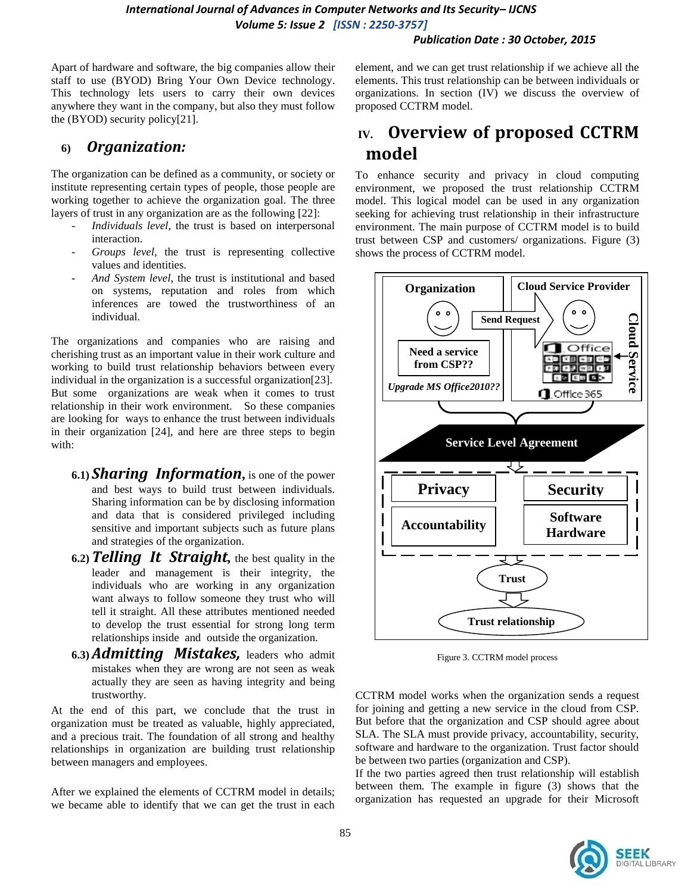Apart of hardware and software, the big companies allow their staff to use (BYOD) Bring Your Own Device technology. This technology lets users to carry their own devices anywhere they want in the company, but also they must follow the (BYOD) security policy[21].

### 6) *Organization:*

The organization can be defined as a community, or society or institute representing certain types of people, those people are working together to achieve the organization goal. The three layers of trust in any organization are as the following [22]:

- *Individuals level*, the trust is based on interpersonal interaction.
- *Groups level*, the trust is representing collective values and identities.
- *And System level*, the trust is institutional and based on systems, reputation and roles from which inferences are towed the trustworthiness of an individual.

The organizations and companies who are raising and cherishing trust as an important value in their work culture and working to build trust relationship behaviors between every individual in the organization is a successful organization[23]. But some organizations are weak when it comes to trust relationship in their work environment. So these companies are looking for ways to enhance the trust between individuals in their organization [24], and here are three steps to begin with:

- **6.1)** ***Sharing Information,*** is one of the power and best ways to build trust between individuals. Sharing information can be by disclosing information and data that is considered privileged including sensitive and important subjects such as future plans and strategies of the organization.
- **6.2)** ***Telling It Straight,*** the best quality in the leader and management is their integrity, the individuals who are working in any organization want always to follow someone they trust who will tell it straight. All these attributes mentioned needed to develop the trust essential for strong long term relationships inside and outside the organization.
- **6.3)** ***Admitting Mistakes,*** leaders who admit mistakes when they are wrong are not seen as weak actually they are seen as having integrity and being trustworthy.

At the end of this part, we conclude that the trust in organization must be treated as valuable, highly appreciated, and a precious trait. The foundation of all strong and healthy relationships in organization are building trust relationship between managers and employees.

After we explained the elements of CCTRM model in details; we became able to identify that we can get the trust in each element, and we can get trust relationship if we achieve all the elements. This trust relationship can be between individuals or organizations. In section (IV) we discuss the overview of proposed CCTRM model.

## IV. Overview of proposed CCTRM model

To enhance security and privacy in cloud computing environment, we proposed the trust relationship CCTRM model. This logical model can be used in any organization seeking for achieving trust relationship in their infrastructure environment. The main purpose of CCTRM model is to build trust between CSP and customers/ organizations. Figure (3) shows the process of CCTRM model.

Figure 3. CCTRM model process

CCTRM model works when the organization sends a request for joining and getting a new service in the cloud from CSP. But before that the organization and CSP should agree about SLA. The SLA must provide privacy, accountability, security, software and hardware to the organization. Trust factor should be between two parties (organization and CSP).

If the two parties agreed then trust relationship will establish between them. The example in figure (3) shows that the organization has requested an upgrade for their Microsoft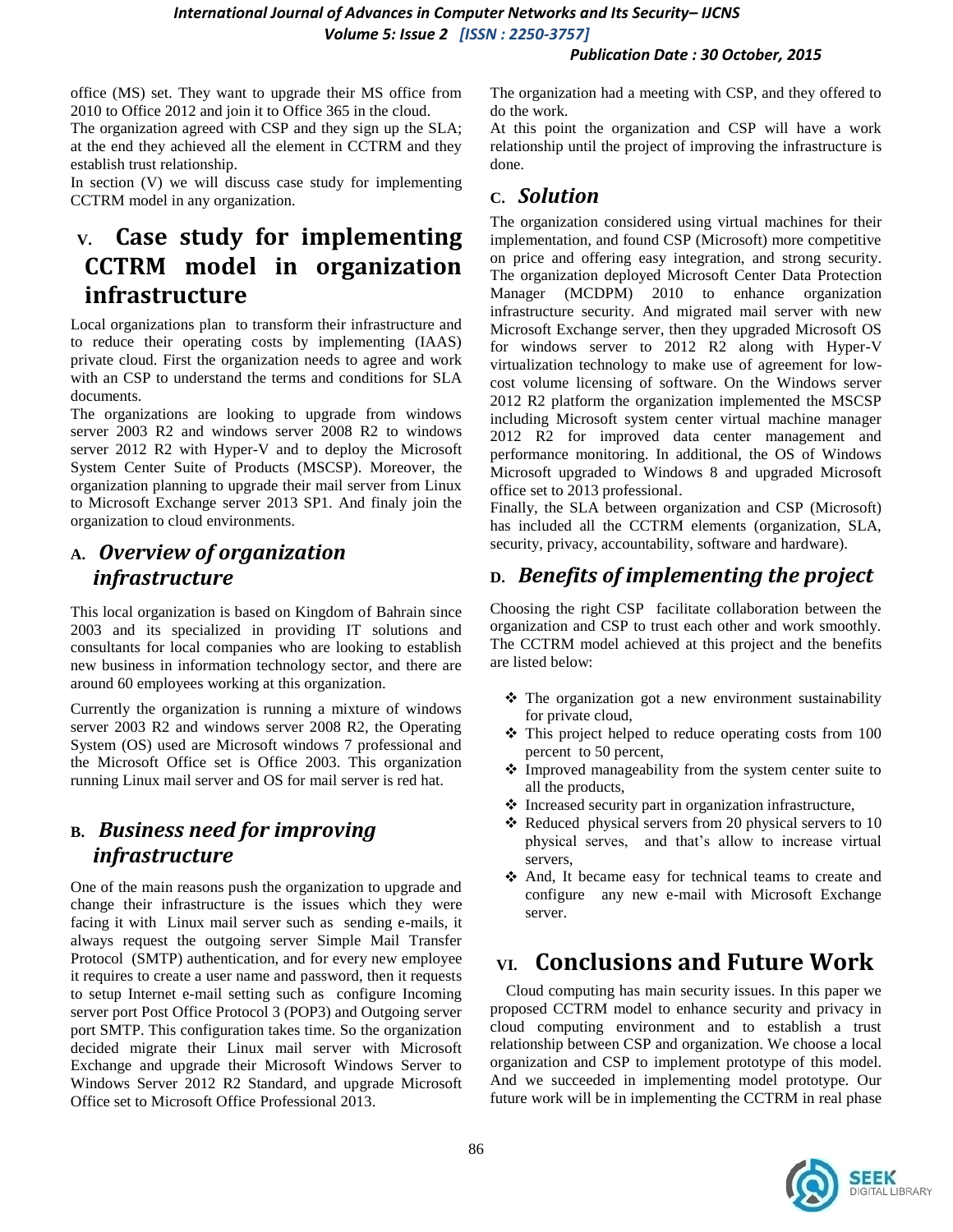office (MS) set. They want to upgrade their MS office from 2010 to Office 2012 and join it to Office 365 in the cloud.

The organization agreed with CSP and they sign up the SLA; at the end they achieved all the element in CCTRM and they establish trust relationship.

In section (V) we will discuss case study for implementing CCTRM model in any organization.

# V. Case study for implementing CCTRM model in organization infrastructure

Local organizations plan to transform their infrastructure and to reduce their operating costs by implementing (IAAS) private cloud. First the organization needs to agree and work with an CSP to understand the terms and conditions for SLA documents.

The organizations are looking to upgrade from windows server 2003 R2 and windows server 2008 R2 to windows server 2012 R2 with Hyper-V and to deploy the Microsoft System Center Suite of Products (MSCSP). Moreover, the organization planning to upgrade their mail server from Linux to Microsoft Exchange server 2013 SP1. And finaly join the organization to cloud environments.

## A. *Overview of organization infrastructure*

This local organization is based on Kingdom of Bahrain since 2003 and its specialized in providing IT solutions and consultants for local companies who are looking to establish new business in information technology sector, and there are around 60 employees working at this organization.

Currently the organization is running a mixture of windows server 2003 R2 and windows server 2008 R2, the Operating System (OS) used are Microsoft windows 7 professional and the Microsoft Office set is Office 2003. This organization running Linux mail server and OS for mail server is red hat.

## B. *Business need for improving infrastructure*

One of the main reasons push the organization to upgrade and change their infrastructure is the issues which they were facing it with Linux mail server such as sending e-mails, it always request the outgoing server Simple Mail Transfer Protocol (SMTP) authentication, and for every new employee it requires to create a user name and password, then it requests to setup Internet e-mail setting such as configure Incoming server port Post Office Protocol 3 (POP3) and Outgoing server port SMTP. This configuration takes time. So the organization decided migrate their Linux mail server with Microsoft Exchange and upgrade their Microsoft Windows Server to Windows Server 2012 R2 Standard, and upgrade Microsoft Office set to Microsoft Office Professional 2013.

The organization had a meeting with CSP, and they offered to do the work.

At this point the organization and CSP will have a work relationship until the project of improving the infrastructure is done.

## C. *Solution*

The organization considered using virtual machines for their implementation, and found CSP (Microsoft) more competitive on price and offering easy integration, and strong security. The organization deployed Microsoft Center Data Protection Manager (MCDPM) 2010 to enhance organization infrastructure security. And migrated mail server with new Microsoft Exchange server, then they upgraded Microsoft OS for windows server to 2012 R2 along with Hyper-V virtualization technology to make use of agreement for low-cost volume licensing of software. On the Windows server 2012 R2 platform the organization implemented the MSCSP including Microsoft system center virtual machine manager 2012 R2 for improved data center management and performance monitoring. In additional, the OS of Windows Microsoft upgraded to Windows 8 and upgraded Microsoft office set to 2013 professional.

Finally, the SLA between organization and CSP (Microsoft) has included all the CCTRM elements (organization, SLA, security, privacy, accountability, software and hardware).

## D. *Benefits of implementing the project*

Choosing the right CSP facilitate collaboration between the organization and CSP to trust each other and work smoothly. The CCTRM model achieved at this project and the benefits are listed below:

- The organization got a new environment sustainability for private cloud,
- This project helped to reduce operating costs from 100 percent to 50 percent,
- Improved manageability from the system center suite to all the products,
- Increased security part in organization infrastructure,
- Reduced physical servers from 20 physical servers to 10 physical serves, and that's allow to increase virtual servers,
- And, It became easy for technical teams to create and configure any new e-mail with Microsoft Exchange server.

# VI. Conclusions and Future Work

Cloud computing has main security issues. In this paper we proposed CCTRM model to enhance security and privacy in cloud computing environment and to establish a trust relationship between CSP and organization. We choose a local organization and CSP to implement prototype of this model. And we succeeded in implementing model prototype. Our future work will be in implementing the CCTRM in real phase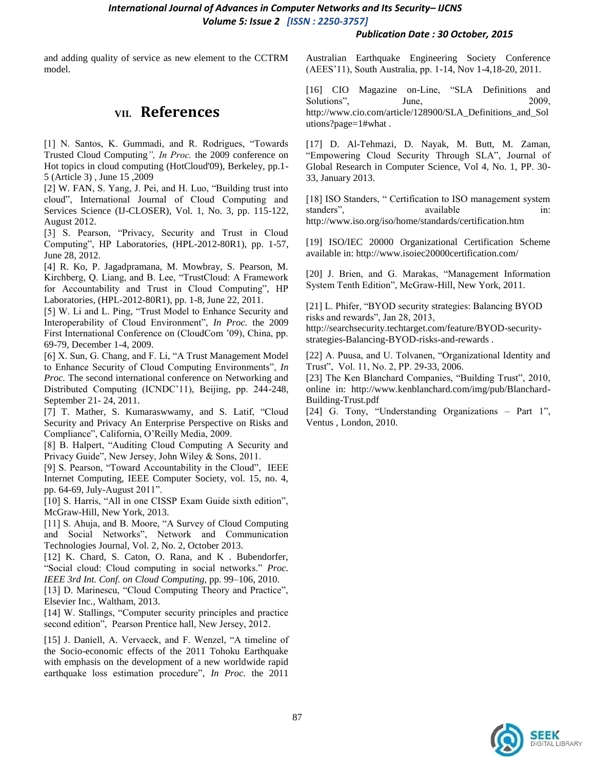and adding quality of service as new element to the CCTRM model.

## VII. References

[1] N. Santos, K. Gummadi, and R. Rodrigues, "Towards Trusted Cloud Computing", *In Proc.* the 2009 conference on Hot topics in cloud computing (HotCloud'09), Berkeley, pp.1-5 (Article 3) , June 15 ,2009

[2] W. FAN, S. Yang, J. Pei, and H. Luo, "Building trust into cloud", International Journal of Cloud Computing and Services Science (IJ-CLOSER), Vol. 1, No. 3, pp. 115-122, August 2012.

[3] S. Pearson, "Privacy, Security and Trust in Cloud Computing", HP Laboratories, (HPL-2012-80R1), pp. 1-57, June 28, 2012.

[4] R. Ko, P. Jagadpramana, M. Mowbray, S. Pearson, M. Kirchberg, Q. Liang, and B. Lee, "TrustCloud: A Framework for Accountability and Trust in Cloud Computing", HP Laboratories, (HPL-2012-80R1), pp. 1-8, June 22, 2011.

[5] W. Li and L. Ping, "Trust Model to Enhance Security and Interoperability of Cloud Environment", *In Proc.* the 2009 First International Conference on (CloudCom '09), China, pp. 69-79, December 1-4, 2009.

[6] X. Sun, G. Chang, and F. Li, "A Trust Management Model to Enhance Security of Cloud Computing Environments", *In Proc.* The second international conference on Networking and Distributed Computing (ICNDC'11), Beijing, pp. 244-248, September 21- 24, 2011.

[7] T. Mather, S. Kumaraswwamy, and S. Latif, "Cloud Security and Privacy An Enterprise Perspective on Risks and Compliance", California, O'Reilly Media, 2009.

[8] B. Halpert, "Auditing Cloud Computing A Security and Privacy Guide", New Jersey, John Wiley & Sons, 2011.

[9] S. Pearson, "Toward Accountability in the Cloud", IEEE Internet Computing, IEEE Computer Society, vol. 15, no. 4, pp. 64-69, July-August 2011".

[10] S. Harris, "All in one CISSP Exam Guide sixth edition", McGraw-Hill, New York, 2013.

[11] S. Ahuja, and B. Moore, "A Survey of Cloud Computing and Social Networks", Network and Communication Technologies Journal, Vol. 2, No. 2, October 2013.

[12] K. Chard, S. Caton, O. Rana, and K . Bubendorfer, "Social cloud: Cloud computing in social networks." *Proc. IEEE 3rd Int. Conf. on Cloud Computing*, pp. 99–106, 2010.

[13] D. Marinescu, "Cloud Computing Theory and Practice", Elsevier Inc., Waltham, 2013.

[14] W. Stallings, "Computer security principles and practice second edition", Pearson Prentice hall, New Jersey, 2012.

[15] J. Daniell, A. Vervaeck, and F. Wenzel, "A timeline of the Socio-economic effects of the 2011 Tohoku Earthquake with emphasis on the development of a new worldwide rapid earthquake loss estimation procedure", *In Proc.* the 2011 Australian Earthquake Engineering Society Conference (AEES'11), South Australia, pp. 1-14, Nov 1-4,18-20, 2011.

[16] CIO Magazine on-Line, "SLA Definitions and Solutions", June, 2009, http://www.cio.com/article/128900/SLA_Definitions_and_Solutions?page=1#what .

[17] D. Al-Tehmazi, D. Nayak, M. Butt, M. Zaman, "Empowering Cloud Security Through SLA", Journal of Global Research in Computer Science, Vol 4, No. 1, PP. 30-33, January 2013.

[18] ISO Standers, " Certification to ISO management system standers", available in: http://www.iso.org/iso/home/standards/certification.htm

[19] ISO/IEC 20000 Organizational Certification Scheme available in: http://www.isoiec20000certification.com/

[20] J. Brien, and G. Marakas, "Management Information System Tenth Edition", McGraw-Hill, New York, 2011.

[21] L. Phifer, "BYOD security strategies: Balancing BYOD risks and rewards", Jan 28, 2013, http://searchsecurity.techtarget.com/feature/BYOD-security-strategies-Balancing-BYOD-risks-and-rewards .

[22] A. Puusa, and U. Tolvanen, "Organizational Identity and Trust", Vol. 11, No. 2, PP. 29-33, 2006.

[23] The Ken Blanchard Companies, "Building Trust", 2010, online in: http://www.kenblanchard.com/img/pub/Blanchard-Building-Trust.pdf

[24] G. Tony, "Understanding Organizations – Part 1", Ventus , London, 2010.